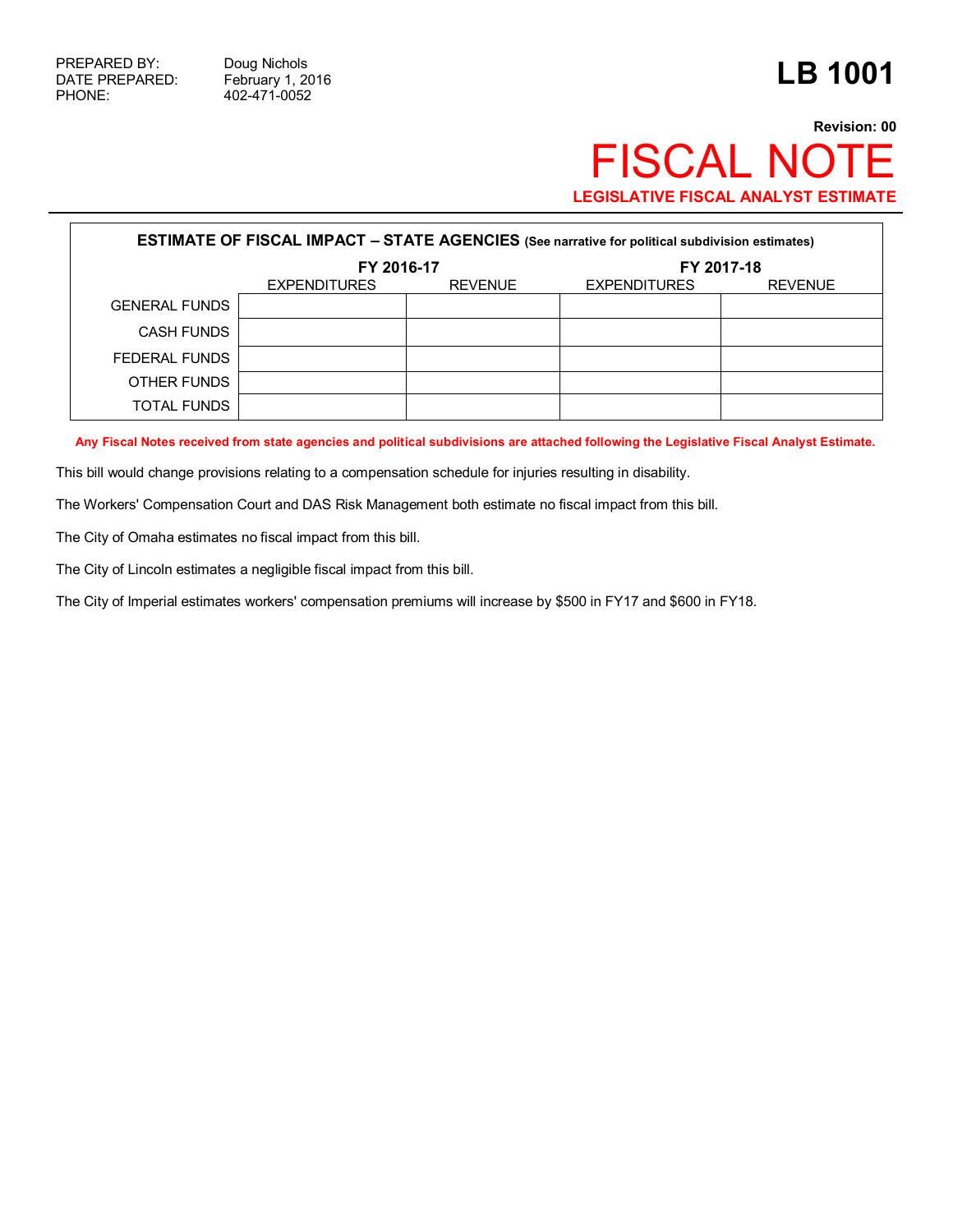PREPARED BY: Doug Nichols
DATE PREPARED: February 1, 2016
PHONE: 402-471-0052

# LB 1001

**Revision: 00**

# FISCAL NOTE

**LEGISLATIVE FISCAL ANALYST ESTIMATE**

| ESTIMATE OF FISCAL IMPACT – STATE AGENCIES (See narrative for political subdivision estimates) | | | | |
|---|---|---|---|---|
| | FY 2016-17 | | FY 2017-18 | |
| | EXPENDITURES | REVENUE | EXPENDITURES | REVENUE |
| GENERAL FUNDS | | | | |
| CASH FUNDS | | | | |
| FEDERAL FUNDS | | | | |
| OTHER FUNDS | | | | |
| TOTAL FUNDS | | | | |

**Any Fiscal Notes received from state agencies and political subdivisions are attached following the Legislative Fiscal Analyst Estimate.**

This bill would change provisions relating to a compensation schedule for injuries resulting in disability.

The Workers' Compensation Court and DAS Risk Management both estimate no fiscal impact from this bill.

The City of Omaha estimates no fiscal impact from this bill.

The City of Lincoln estimates a negligible fiscal impact from this bill.

The City of Imperial estimates workers' compensation premiums will increase by $500 in FY17 and $600 in FY18.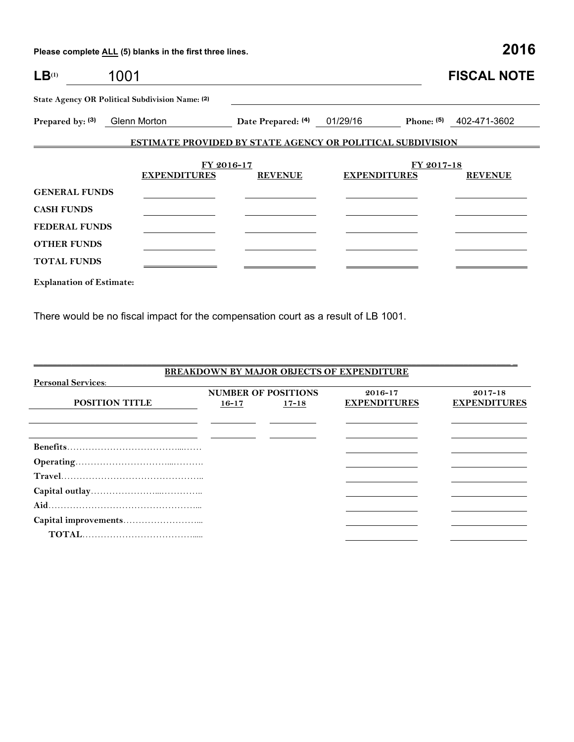Please complete ALL (5) blanks in the first three lines.

**2016**

# LB[1] 1001 — FISCAL NOTE

**State Agency OR Political Subdivision Name: (2)**

**Prepared by: (3)** Glenn Morton **Date Prepared: (4)** 01/29/16 **Phone: (5)** 402-471-3602

## ESTIMATE PROVIDED BY STATE AGENCY OR POLITICAL SUBDIVISION

| | FY 2016-17 | | FY 2017-18 | |
|---|---|---|---|---|
| | **EXPENDITURES** | **REVENUE** | **EXPENDITURES** | **REVENUE** |
| **GENERAL FUNDS** | | | | |
| **CASH FUNDS** | | | | |
| **FEDERAL FUNDS** | | | | |
| **OTHER FUNDS** | | | | |
| **TOTAL FUNDS** | | | | |

**Explanation of Estimate:**

There would be no fiscal impact for the compensation court as a result of LB 1001.

## BREAKDOWN BY MAJOR OBJECTS OF EXPENDITURE

**Personal Services:**

| POSITION TITLE | NUMBER OF POSITIONS 16-17 | NUMBER OF POSITIONS 17-18 | 2016-17 EXPENDITURES | 2017-18 EXPENDITURES |
|---|---|---|---|---|
| | | | | |
| | | | | |
| **Benefits** | | | | |
| **Operating** | | | | |
| **Travel** | | | | |
| **Capital outlay** | | | | |
| **Aid** | | | | |
| **Capital improvements** | | | | |
| **TOTAL** | | | | |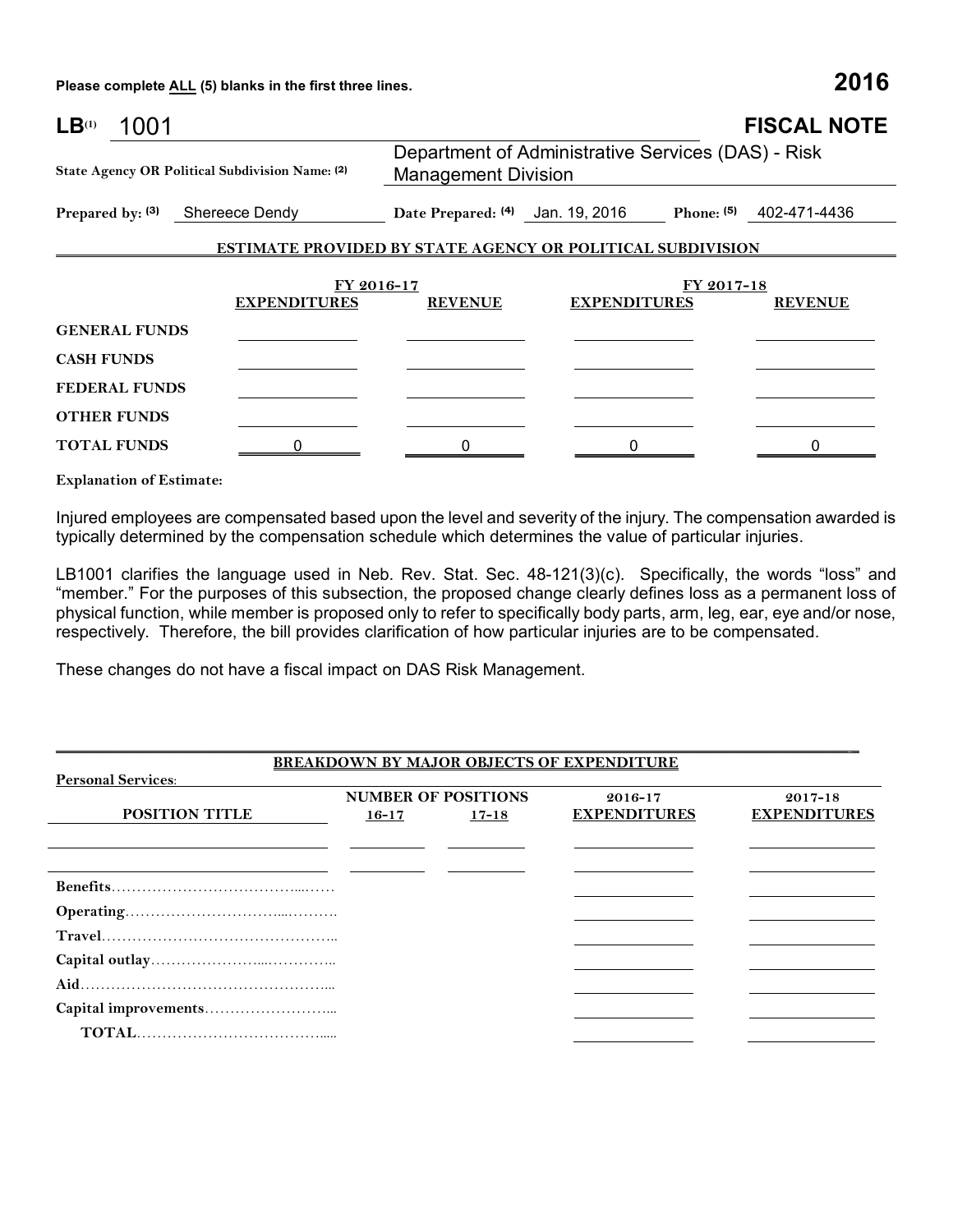Please complete ALL (5) blanks in the first three lines.

**2016**

**LB**[(1)] 1001

**FISCAL NOTE**

**State Agency OR Political Subdivision Name:** [(2)] Department of Administrative Services (DAS) - Risk Management Division

**Prepared by:** [(3)] Shereece Dendy **Date Prepared:** [(4)] Jan. 19, 2016 **Phone:** [(5)] 402-471-4436

**ESTIMATE PROVIDED BY STATE AGENCY OR POLITICAL SUBDIVISION**

| | FY 2016-17 | | FY 2017-18 | |
|---|---|---|---|---|
| | **EXPENDITURES** | **REVENUE** | **EXPENDITURES** | **REVENUE** |
| **GENERAL FUNDS** | | | | |
| **CASH FUNDS** | | | | |
| **FEDERAL FUNDS** | | | | |
| **OTHER FUNDS** | | | | |
| **TOTAL FUNDS** | 0 | 0 | 0 | 0 |

**Explanation of Estimate:**

Injured employees are compensated based upon the level and severity of the injury. The compensation awarded is typically determined by the compensation schedule which determines the value of particular injuries.

LB1001 clarifies the language used in Neb. Rev. Stat. Sec. 48-121(3)(c). Specifically, the words "loss" and "member." For the purposes of this subsection, the proposed change clearly defines loss as a permanent loss of physical function, while member is proposed only to refer to specifically body parts, arm, leg, ear, eye and/or nose, respectively. Therefore, the bill provides clarification of how particular injuries are to be compensated.

These changes do not have a fiscal impact on DAS Risk Management.

**BREAKDOWN BY MAJOR OBJECTS OF EXPENDITURE**

**Personal Services:**

| POSITION TITLE | NUMBER OF POSITIONS 16-17 | NUMBER OF POSITIONS 17-18 | 2016-17 EXPENDITURES | 2017-18 EXPENDITURES |
|---|---|---|---|---|
| | | | | |
| | | | | |
| **Benefits** | | | | |
| **Operating** | | | | |
| **Travel** | | | | |
| **Capital outlay** | | | | |
| **Aid** | | | | |
| **Capital improvements** | | | | |
| **TOTAL** | | | | |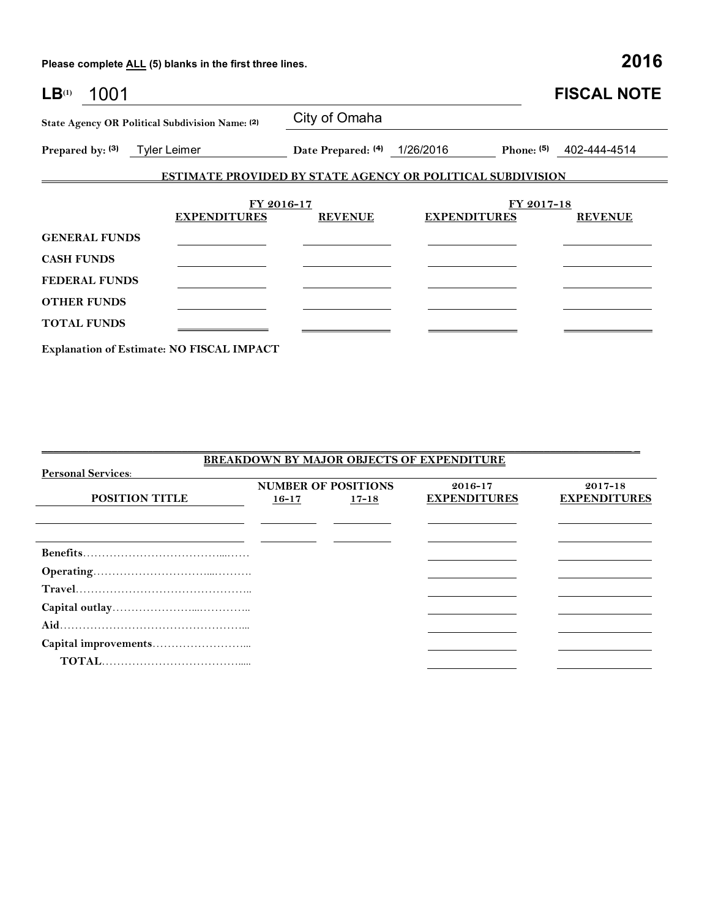**Please complete ALL (5) blanks in the first three lines.**

# 2016

# LB[(1)] 1001 — FISCAL NOTE

**State Agency OR Political Subdivision Name:** [(2)] City of Omaha

**Prepared by:** [(3)] Tyler Leimer **Date Prepared:** [(4)] 1/26/2016 **Phone:** [(5)] 402-444-4514

## ESTIMATE PROVIDED BY STATE AGENCY OR POLITICAL SUBDIVISION

| | FY 2016-17 | | FY 2017-18 | |
|---|---|---|---|---|
| | **EXPENDITURES** | **REVENUE** | **EXPENDITURES** | **REVENUE** |
| **GENERAL FUNDS** | | | | |
| **CASH FUNDS** | | | | |
| **FEDERAL FUNDS** | | | | |
| **OTHER FUNDS** | | | | |
| **TOTAL FUNDS** | | | | |

**Explanation of Estimate: NO FISCAL IMPACT**

## BREAKDOWN BY MAJOR OBJECTS OF EXPENDITURE

**Personal Services:**

| POSITION TITLE | NUMBER OF POSITIONS 16-17 | NUMBER OF POSITIONS 17-18 | 2016-17 EXPENDITURES | 2017-18 EXPENDITURES |
|---|---|---|---|---|
| | | | | |
| | | | | |
| **Benefits** | | | | |
| **Operating** | | | | |
| **Travel** | | | | |
| **Capital outlay** | | | | |
| **Aid** | | | | |
| **Capital improvements** | | | | |
| **TOTAL** | | | | |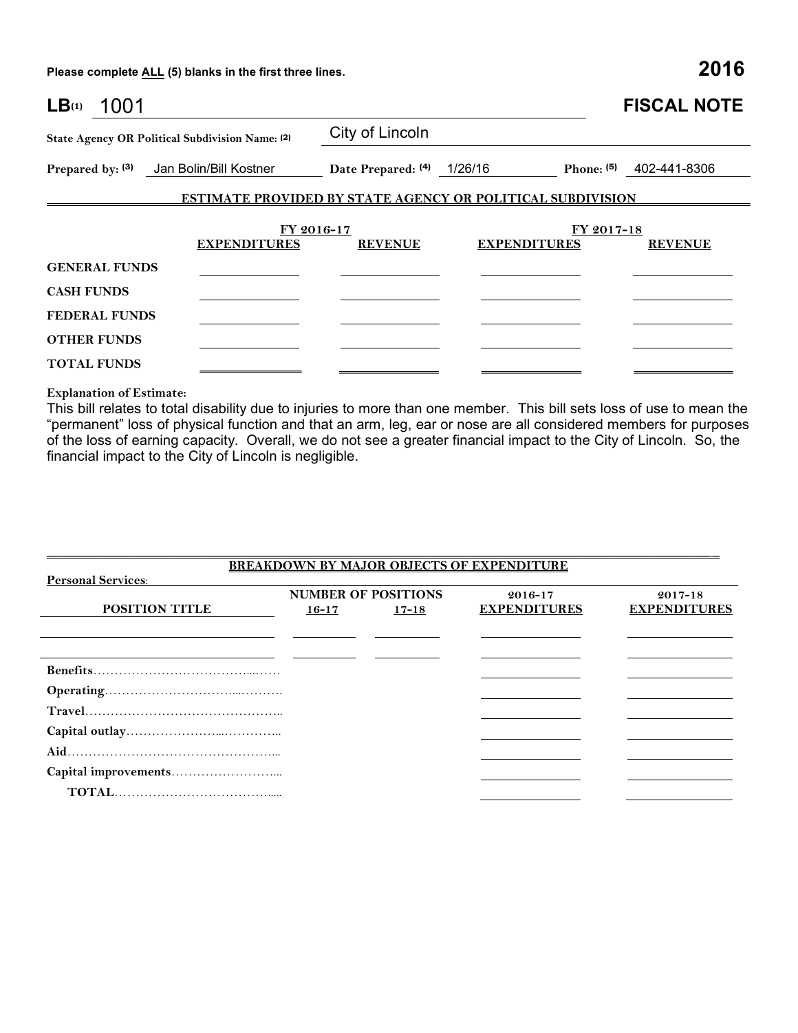Please complete ALL (5) blanks in the first three lines. **2016**

**LB(1)** 1001 **FISCAL NOTE**

**State Agency OR Political Subdivision Name: (2)** City of Lincoln

**Prepared by: (3)** Jan Bolin/Bill Kostner **Date Prepared: (4)** 1/26/16 **Phone: (5)** 402-441-8306

## ESTIMATE PROVIDED BY STATE AGENCY OR POLITICAL SUBDIVISION

| | FY 2016-17 | | FY 2017-18 | |
|---|---|---|---|---|
| | **EXPENDITURES** | **REVENUE** | **EXPENDITURES** | **REVENUE** |
| **GENERAL FUNDS** | | | | |
| **CASH FUNDS** | | | | |
| **FEDERAL FUNDS** | | | | |
| **OTHER FUNDS** | | | | |
| **TOTAL FUNDS** | | | | |

**Explanation of Estimate:**

This bill relates to total disability due to injuries to more than one member. This bill sets loss of use to mean the "permanent" loss of physical function and that an arm, leg, ear or nose are all considered members for purposes of the loss of earning capacity. Overall, we do not see a greater financial impact to the City of Lincoln. So, the financial impact to the City of Lincoln is negligible.

## BREAKDOWN BY MAJOR OBJECTS OF EXPENDITURE

**Personal Services:**

| POSITION TITLE | NUMBER OF POSITIONS 16-17 | 17-18 | 2016-17 EXPENDITURES | 2017-18 EXPENDITURES |
|---|---|---|---|---|
| | | | | |
| | | | | |
| **Benefits** | | | | |
| **Operating** | | | | |
| **Travel** | | | | |
| **Capital outlay** | | | | |
| **Aid** | | | | |
| **Capital improvements** | | | | |
| **TOTAL** | | | | |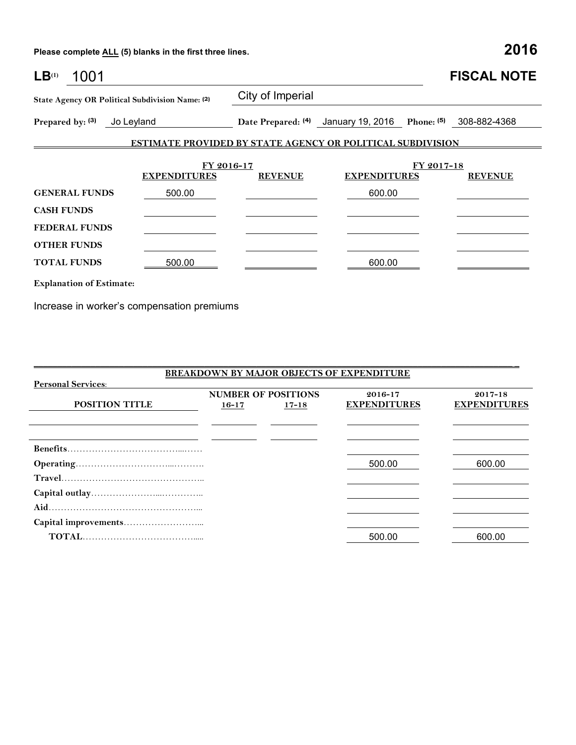**Please complete ALL (5) blanks in the first three lines.** **2016**

# LB(1) 1001 FISCAL NOTE

**State Agency OR Political Subdivision Name: (2)** City of Imperial

**Prepared by: (3)** Jo Leyland **Date Prepared: (4)** January 19, 2016 **Phone: (5)** 308-882-4368

**ESTIMATE PROVIDED BY STATE AGENCY OR POLITICAL SUBDIVISION**

| | FY 2016-17 | | FY 2017-18 | |
|---|---|---|---|---|
| | **EXPENDITURES** | **REVENUE** | **EXPENDITURES** | **REVENUE** |
| **GENERAL FUNDS** | 500.00 | | 600.00 | |
| **CASH FUNDS** | | | | |
| **FEDERAL FUNDS** | | | | |
| **OTHER FUNDS** | | | | |
| **TOTAL FUNDS** | 500.00 | | 600.00 | |

**Explanation of Estimate:**

Increase in worker's compensation premiums

**BREAKDOWN BY MAJOR OBJECTS OF EXPENDITURE**

**Personal Services:**

| POSITION TITLE | NUMBER OF POSITIONS 16-17 | NUMBER OF POSITIONS 17-18 | 2016-17 EXPENDITURES | 2017-18 EXPENDITURES |
|---|---|---|---|---|
| | | | | |
| | | | | |
| **Benefits** | | | | |
| **Operating** | | | 500.00 | 600.00 |
| **Travel** | | | | |
| **Capital outlay** | | | | |
| **Aid** | | | | |
| **Capital improvements** | | | | |
| **TOTAL** | | | 500.00 | 600.00 |